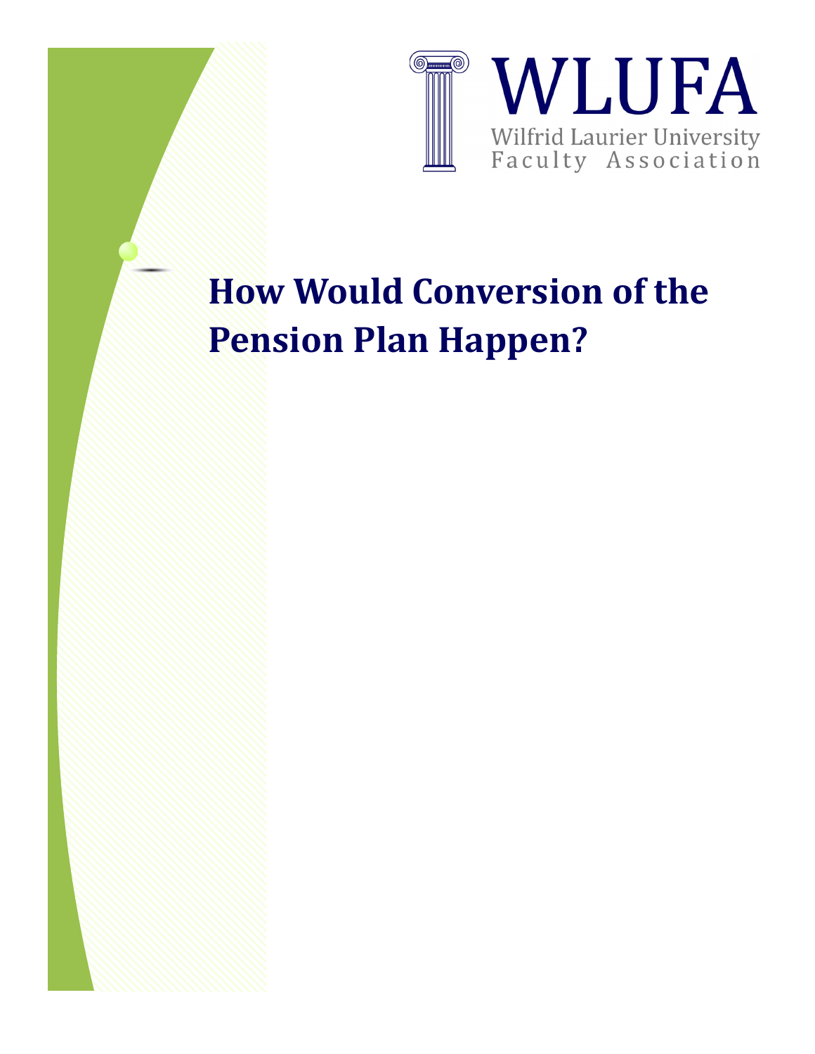WLUFA

Wilfrid Laurier University Faculty Association

# How Would Conversion of the Pension Plan Happen?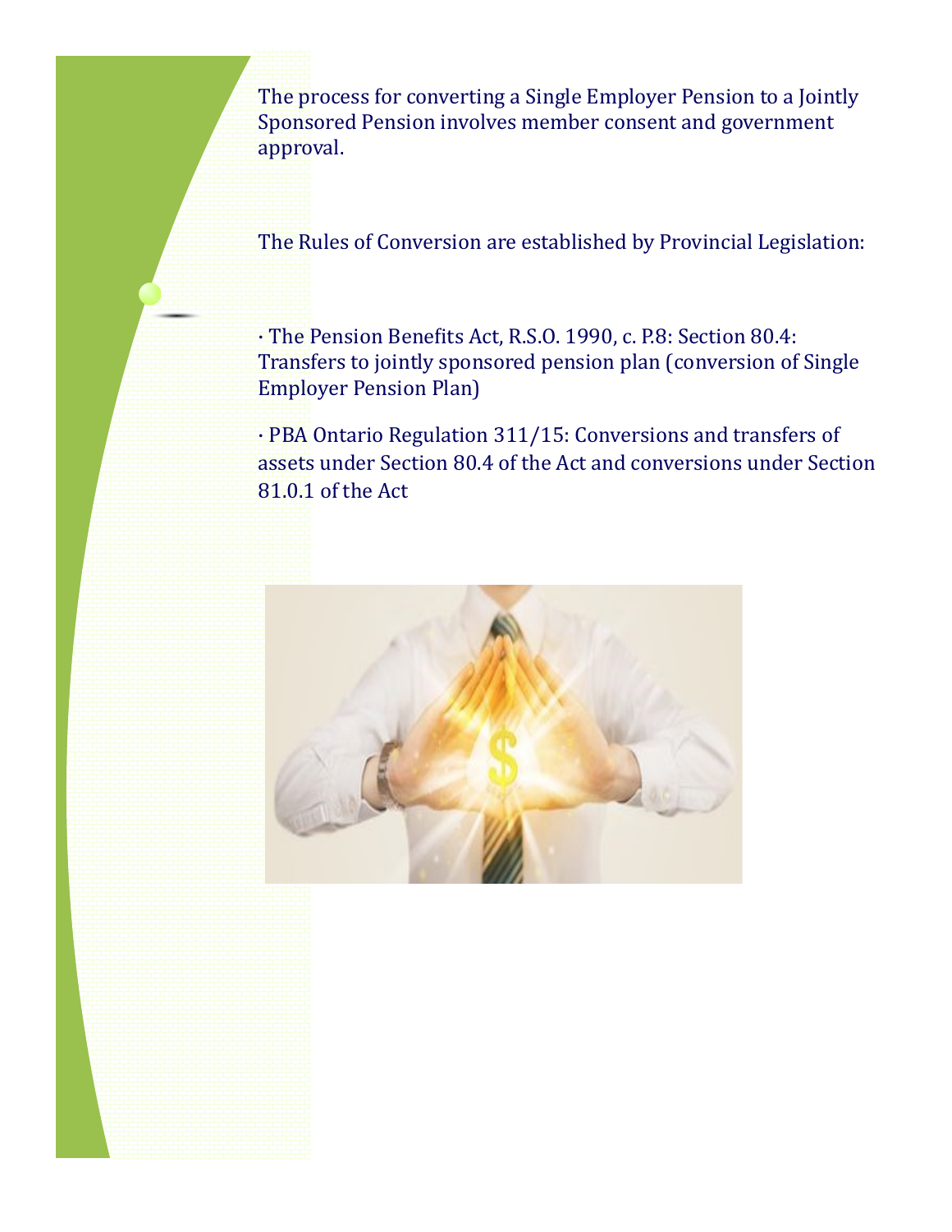The process for converting a Single Employer Pension to a Jointly Sponsored Pension involves member consent and government approval.

The Rules of Conversion are established by Provincial Legislation:

- The Pension Benefits Act, R.S.O. 1990, c. P.8: Section 80.4: Transfers to jointly sponsored pension plan (conversion of Single Employer Pension Plan)
- PBA Ontario Regulation 311/15: Conversions and transfers of assets under Section 80.4 of the Act and conversions under Section 81.0.1 of the Act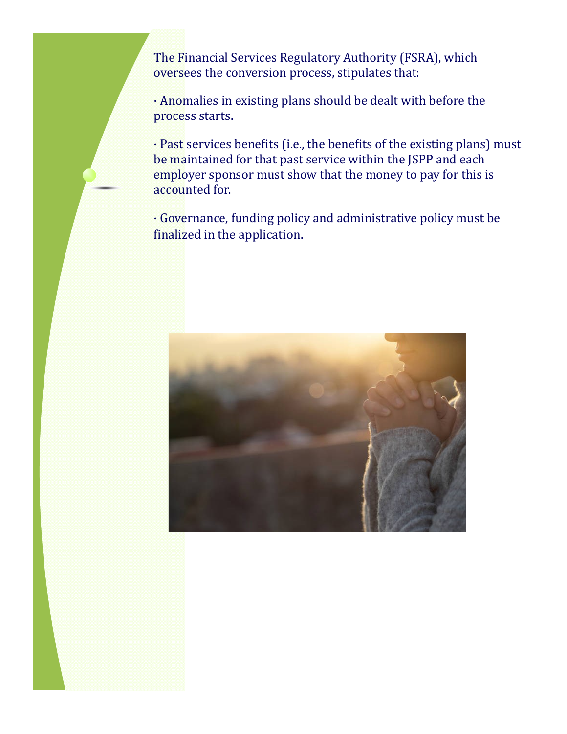The Financial Services Regulatory Authority (FSRA), which oversees the conversion process, stipulates that:

· Anomalies in existing plans should be dealt with before the process starts.

· Past services benefits (i.e., the benefits of the existing plans) must be maintained for that past service within the JSPP and each employer sponsor must show that the money to pay for this is accounted for.

· Governance, funding policy and administrative policy must be finalized in the application.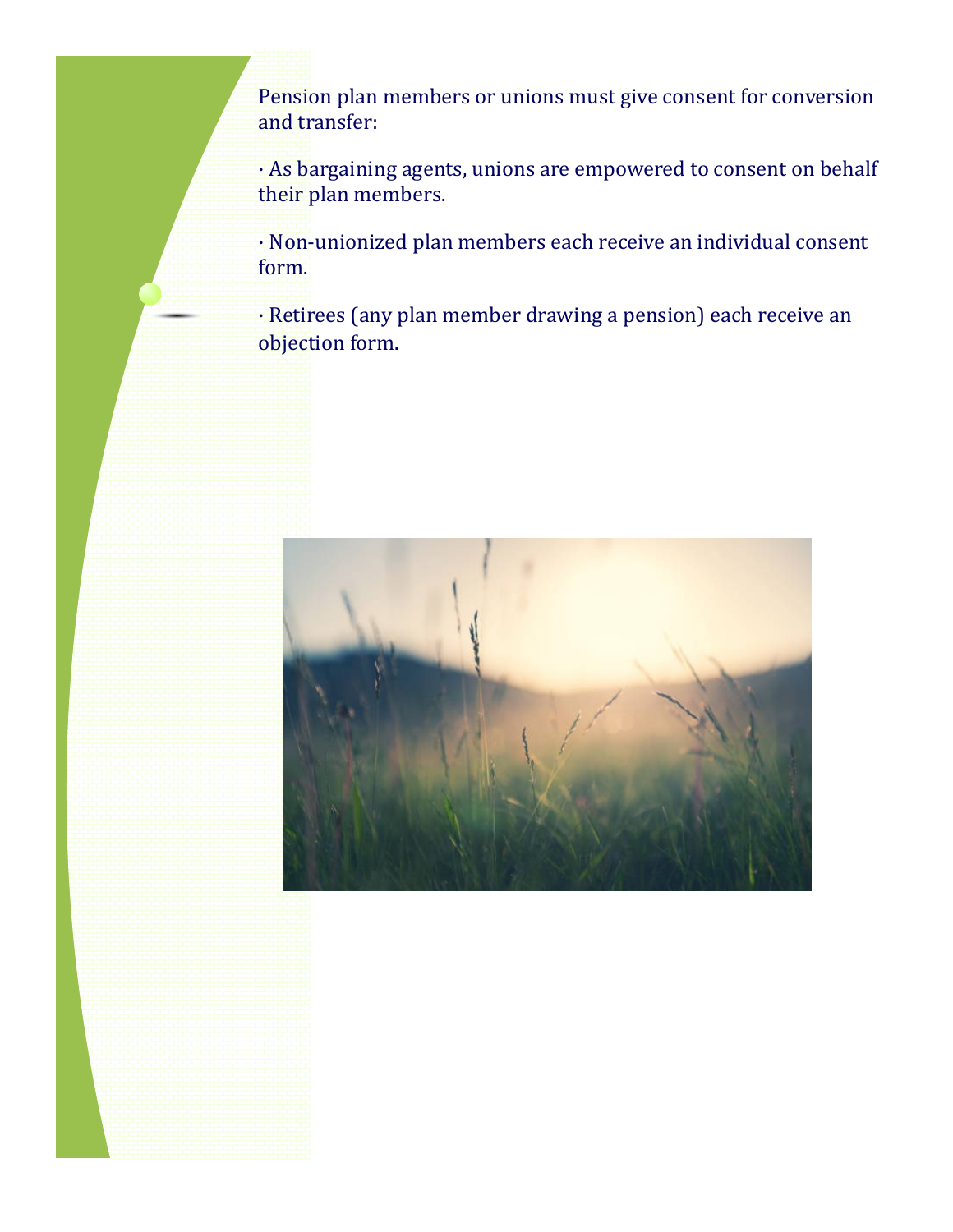Pension plan members or unions must give consent for conversion and transfer:

· As bargaining agents, unions are empowered to consent on behalf their plan members.

· Non-unionized plan members each receive an individual consent form.

· Retirees (any plan member drawing a pension) each receive an objection form.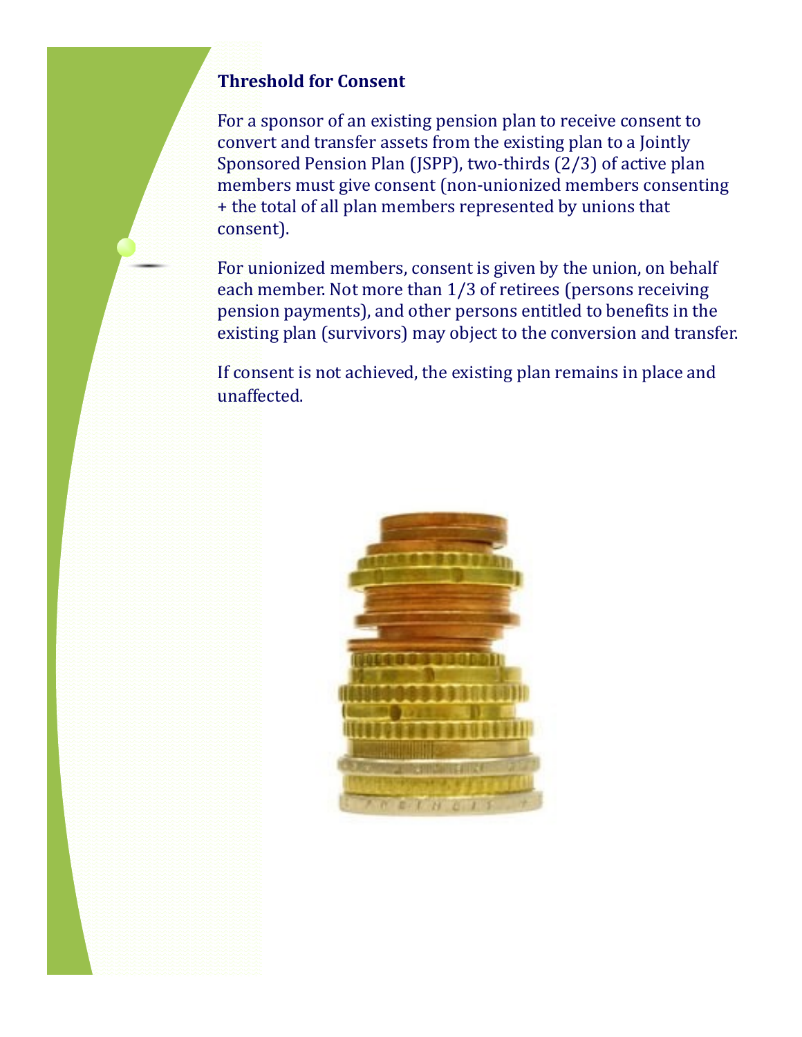### Threshold for Consent

For a sponsor of an existing pension plan to receive consent to convert and transfer assets from the existing plan to a Jointly Sponsored Pension Plan (JSPP), two-thirds (2/3) of active plan members must give consent (non-unionized members consenting + the total of all plan members represented by unions that consent).

For unionized members, consent is given by the union, on behalf each member. Not more than 1/3 of retirees (persons receiving pension payments), and other persons entitled to benefits in the existing plan (survivors) may object to the conversion and transfer.

If consent is not achieved, the existing plan remains in place and unaffected.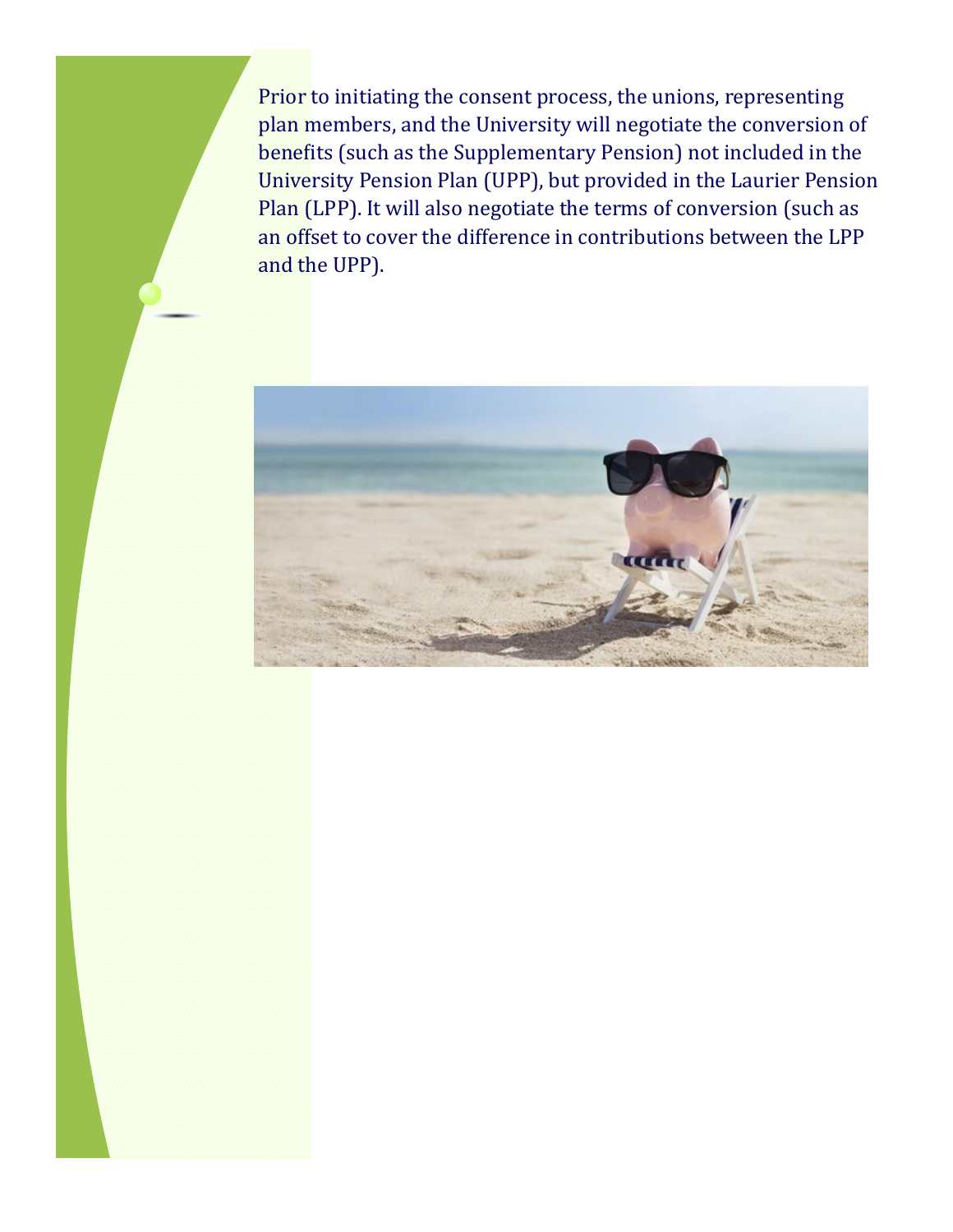Prior to initiating the consent process, the unions, representing plan members, and the University will negotiate the conversion of benefits (such as the Supplementary Pension) not included in the University Pension Plan (UPP), but provided in the Laurier Pension Plan (LPP). It will also negotiate the terms of conversion (such as an offset to cover the difference in contributions between the LPP and the UPP).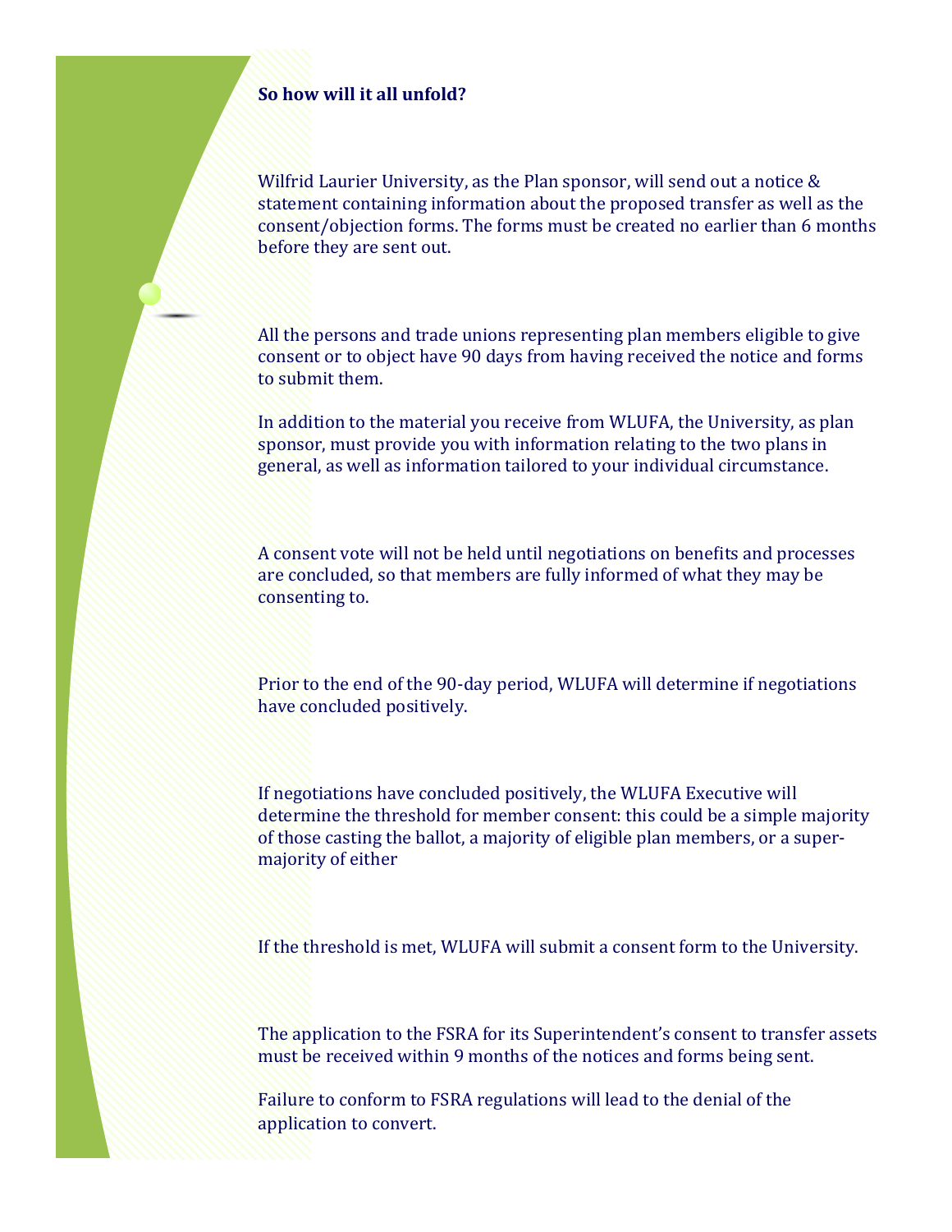**So how will it all unfold?**

Wilfrid Laurier University, as the Plan sponsor, will send out a notice & statement containing information about the proposed transfer as well as the consent/objection forms. The forms must be created no earlier than 6 months before they are sent out.

All the persons and trade unions representing plan members eligible to give consent or to object have 90 days from having received the notice and forms to submit them.

In addition to the material you receive from WLUFA, the University, as plan sponsor, must provide you with information relating to the two plans in general, as well as information tailored to your individual circumstance.

A consent vote will not be held until negotiations on benefits and processes are concluded, so that members are fully informed of what they may be consenting to.

Prior to the end of the 90-day period, WLUFA will determine if negotiations have concluded positively.

If negotiations have concluded positively, the WLUFA Executive will determine the threshold for member consent: this could be a simple majority of those casting the ballot, a majority of eligible plan members, or a super-majority of either

If the threshold is met, WLUFA will submit a consent form to the University.

The application to the FSRA for its Superintendent's consent to transfer assets must be received within 9 months of the notices and forms being sent.

Failure to conform to FSRA regulations will lead to the denial of the application to convert.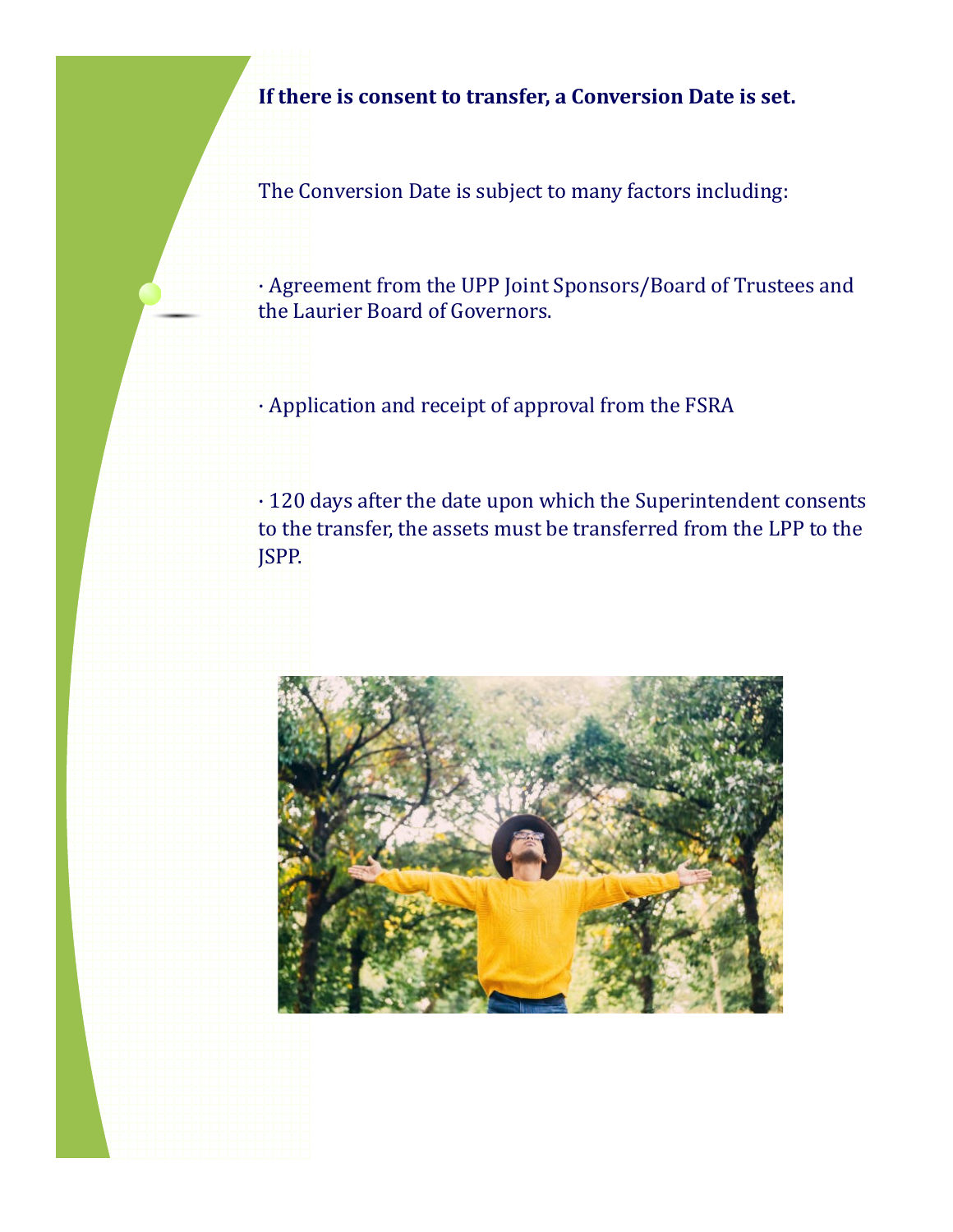**If there is consent to transfer, a Conversion Date is set.**

The Conversion Date is subject to many factors including:

· Agreement from the UPP Joint Sponsors/Board of Trustees and the Laurier Board of Governors.

· Application and receipt of approval from the FSRA

· 120 days after the date upon which the Superintendent consents to the transfer, the assets must be transferred from the LPP to the JSPP.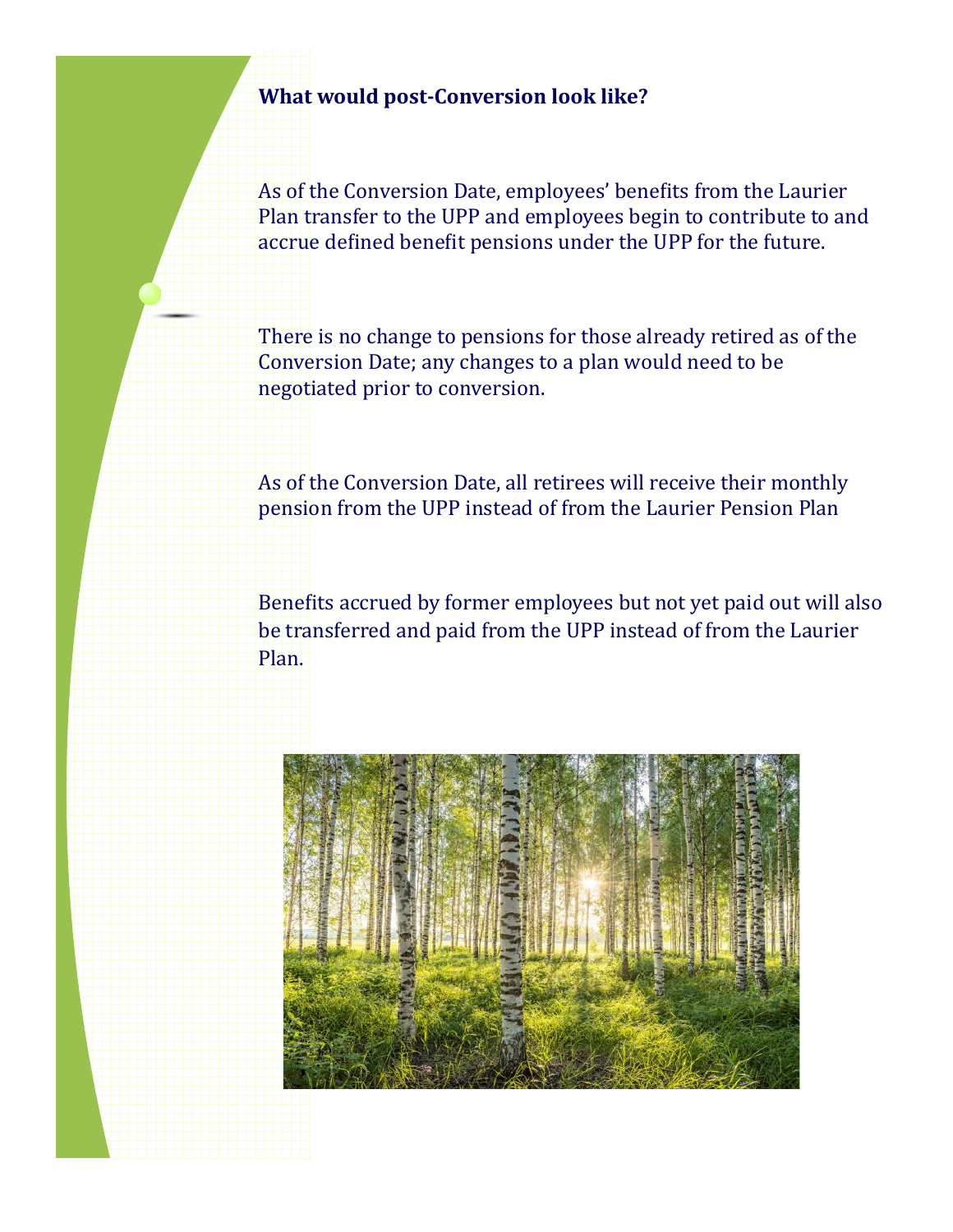## What would post-Conversion look like?

As of the Conversion Date, employees' benefits from the Laurier Plan transfer to the UPP and employees begin to contribute to and accrue defined benefit pensions under the UPP for the future.

There is no change to pensions for those already retired as of the Conversion Date; any changes to a plan would need to be negotiated prior to conversion.

As of the Conversion Date, all retirees will receive their monthly pension from the UPP instead of from the Laurier Pension Plan

Benefits accrued by former employees but not yet paid out will also be transferred and paid from the UPP instead of from the Laurier Plan.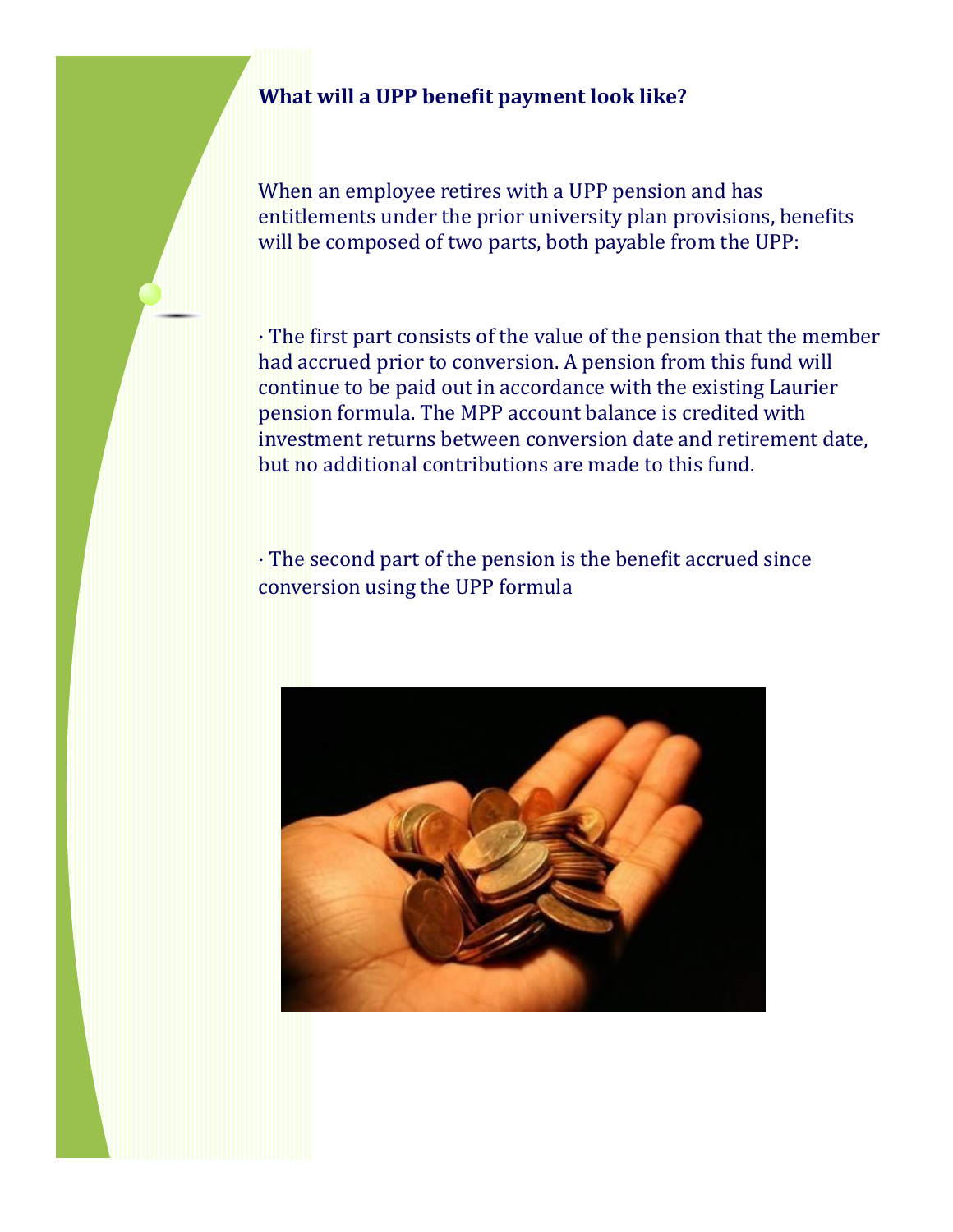**What will a UPP benefit payment look like?**

When an employee retires with a UPP pension and has entitlements under the prior university plan provisions, benefits will be composed of two parts, both payable from the UPP:

· The first part consists of the value of the pension that the member had accrued prior to conversion. A pension from this fund will continue to be paid out in accordance with the existing Laurier pension formula. The MPP account balance is credited with investment returns between conversion date and retirement date, but no additional contributions are made to this fund.

· The second part of the pension is the benefit accrued since conversion using the UPP formula